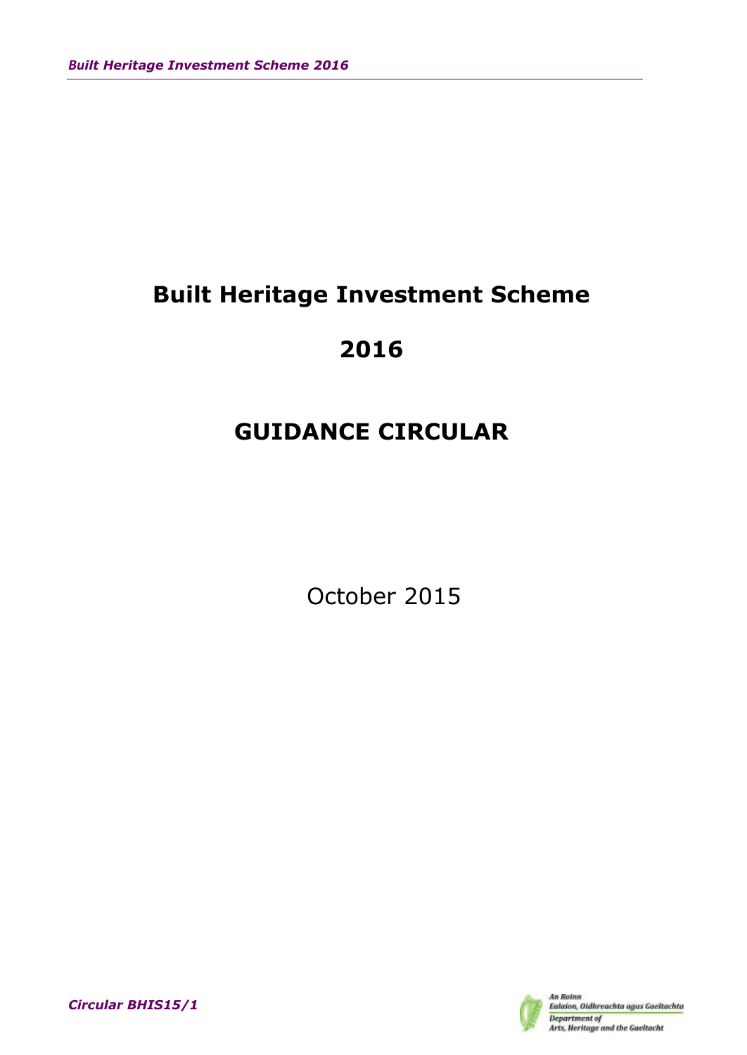# Built Heritage Investment Scheme

# 2016

# GUIDANCE CIRCULAR

October 2015

*Circular BHIS15/1*

An Roinn
Ealaíon, Oidhreachta agus Gaeltachta
Department of
Arts, Heritage and the Gaeltacht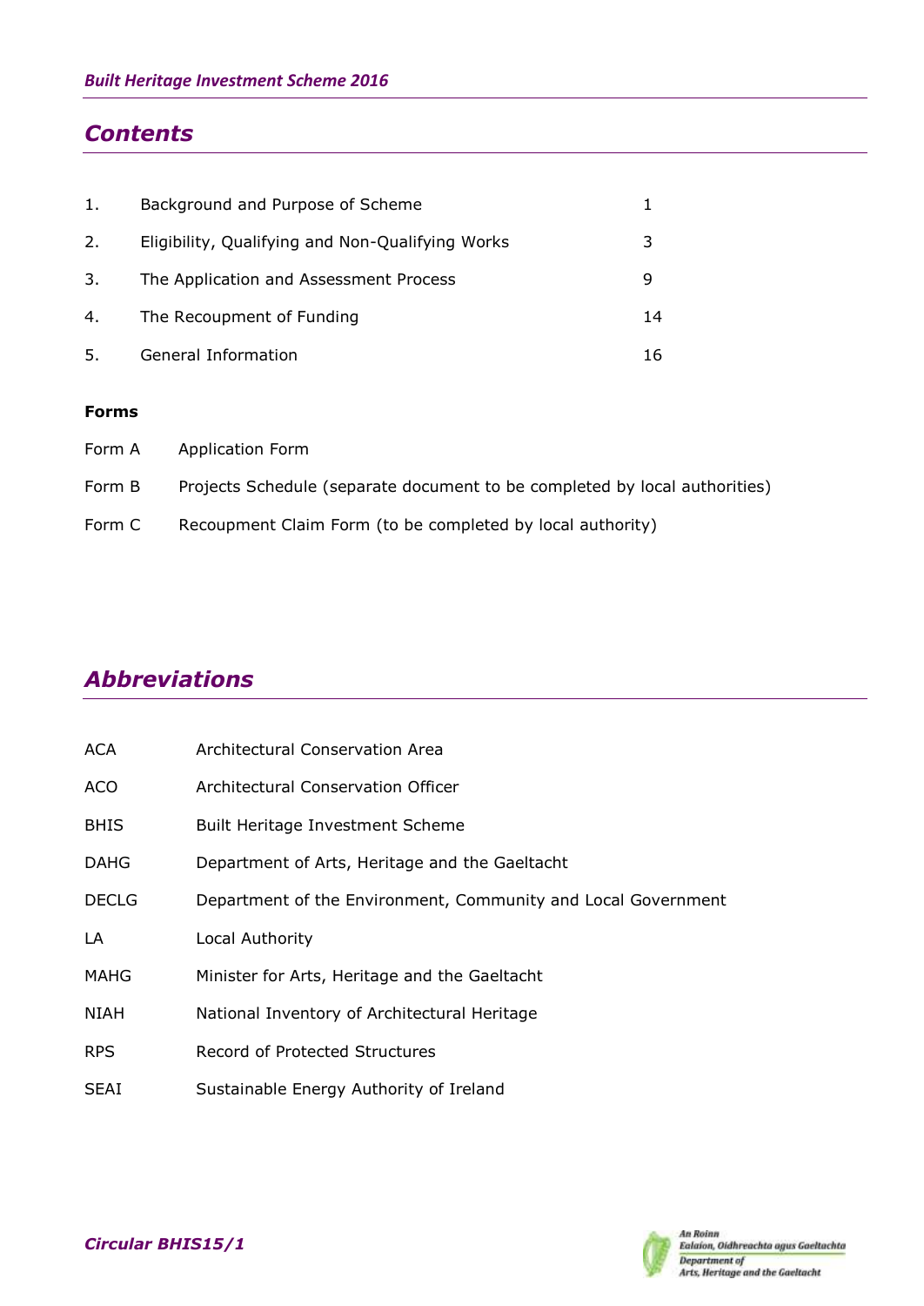## Contents

| | | |
|---|---|---|
| 1. | Background and Purpose of Scheme | 1 |
| 2. | Eligibility, Qualifying and Non-Qualifying Works | 3 |
| 3. | The Application and Assessment Process | 9 |
| 4. | The Recoupment of Funding | 14 |
| 5. | General Information | 16 |

**Forms**

| | |
|---|---|
| Form A | Application Form |
| Form B | Projects Schedule (separate document to be completed by local authorities) |
| Form C | Recoupment Claim Form (to be completed by local authority) |

## Abbreviations

| | |
|---|---|
| ACA | Architectural Conservation Area |
| ACO | Architectural Conservation Officer |
| BHIS | Built Heritage Investment Scheme |
| DAHG | Department of Arts, Heritage and the Gaeltacht |
| DECLG | Department of the Environment, Community and Local Government |
| LA | Local Authority |
| MAHG | Minister for Arts, Heritage and the Gaeltacht |
| NIAH | National Inventory of Architectural Heritage |
| RPS | Record of Protected Structures |
| SEAI | Sustainable Energy Authority of Ireland |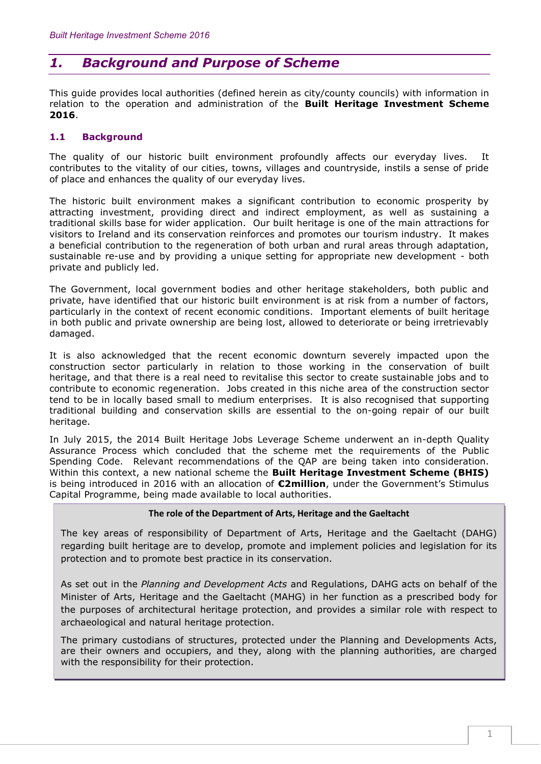# 1. *Background and Purpose of Scheme*

This guide provides local authorities (defined herein as city/county councils) with information in relation to the operation and administration of the **Built Heritage Investment Scheme 2016**.

## 1.1 Background

The quality of our historic built environment profoundly affects our everyday lives. It contributes to the vitality of our cities, towns, villages and countryside, instils a sense of pride of place and enhances the quality of our everyday lives.

The historic built environment makes a significant contribution to economic prosperity by attracting investment, providing direct and indirect employment, as well as sustaining a traditional skills base for wider application. Our built heritage is one of the main attractions for visitors to Ireland and its conservation reinforces and promotes our tourism industry. It makes a beneficial contribution to the regeneration of both urban and rural areas through adaptation, sustainable re-use and by providing a unique setting for appropriate new development - both private and publicly led.

The Government, local government bodies and other heritage stakeholders, both public and private, have identified that our historic built environment is at risk from a number of factors, particularly in the context of recent economic conditions. Important elements of built heritage in both public and private ownership are being lost, allowed to deteriorate or being irretrievably damaged.

It is also acknowledged that the recent economic downturn severely impacted upon the construction sector particularly in relation to those working in the conservation of built heritage, and that there is a real need to revitalise this sector to create sustainable jobs and to contribute to economic regeneration. Jobs created in this niche area of the construction sector tend to be in locally based small to medium enterprises. It is also recognised that supporting traditional building and conservation skills are essential to the on-going repair of our built heritage.

In July 2015, the 2014 Built Heritage Jobs Leverage Scheme underwent an in-depth Quality Assurance Process which concluded that the scheme met the requirements of the Public Spending Code. Relevant recommendations of the QAP are being taken into consideration. Within this context, a new national scheme the **Built Heritage Investment Scheme (BHIS)** is being introduced in 2016 with an allocation of **€2million**, under the Government's Stimulus Capital Programme, being made available to local authorities.

**The role of the Department of Arts, Heritage and the Gaeltacht**

The key areas of responsibility of Department of Arts, Heritage and the Gaeltacht (DAHG) regarding built heritage are to develop, promote and implement policies and legislation for its protection and to promote best practice in its conservation.

As set out in the *Planning and Development Acts* and Regulations, DAHG acts on behalf of the Minister of Arts, Heritage and the Gaeltacht (MAHG) in her function as a prescribed body for the purposes of architectural heritage protection, and provides a similar role with respect to archaeological and natural heritage protection.

The primary custodians of structures, protected under the Planning and Developments Acts, are their owners and occupiers, and they, along with the planning authorities, are charged with the responsibility for their protection.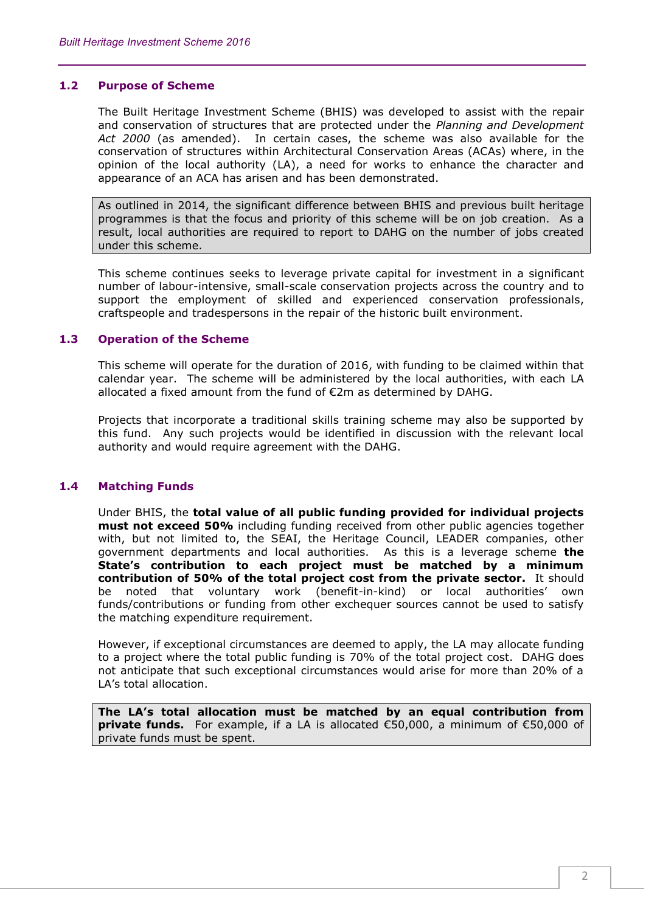### 1.2 Purpose of Scheme

The Built Heritage Investment Scheme (BHIS) was developed to assist with the repair and conservation of structures that are protected under the *Planning and Development Act 2000* (as amended). In certain cases, the scheme was also available for the conservation of structures within Architectural Conservation Areas (ACAs) where, in the opinion of the local authority (LA), a need for works to enhance the character and appearance of an ACA has arisen and has been demonstrated.

As outlined in 2014, the significant difference between BHIS and previous built heritage programmes is that the focus and priority of this scheme will be on job creation. As a result, local authorities are required to report to DAHG on the number of jobs created under this scheme.

This scheme continues seeks to leverage private capital for investment in a significant number of labour-intensive, small-scale conservation projects across the country and to support the employment of skilled and experienced conservation professionals, craftspeople and tradespersons in the repair of the historic built environment.

### 1.3 Operation of the Scheme

This scheme will operate for the duration of 2016, with funding to be claimed within that calendar year. The scheme will be administered by the local authorities, with each LA allocated a fixed amount from the fund of €2m as determined by DAHG.

Projects that incorporate a traditional skills training scheme may also be supported by this fund. Any such projects would be identified in discussion with the relevant local authority and would require agreement with the DAHG.

### 1.4 Matching Funds

Under BHIS, the **total value of all public funding provided for individual projects must not exceed 50%** including funding received from other public agencies together with, but not limited to, the SEAI, the Heritage Council, LEADER companies, other government departments and local authorities. As this is a leverage scheme **the State's contribution to each project must be matched by a minimum contribution of 50% of the total project cost from the private sector.** It should be noted that voluntary work (benefit-in-kind) or local authorities' own funds/contributions or funding from other exchequer sources cannot be used to satisfy the matching expenditure requirement.

However, if exceptional circumstances are deemed to apply, the LA may allocate funding to a project where the total public funding is 70% of the total project cost. DAHG does not anticipate that such exceptional circumstances would arise for more than 20% of a LA's total allocation.

**The LA's total allocation must be matched by an equal contribution from private funds.** For example, if a LA is allocated €50,000, a minimum of €50,000 of private funds must be spent.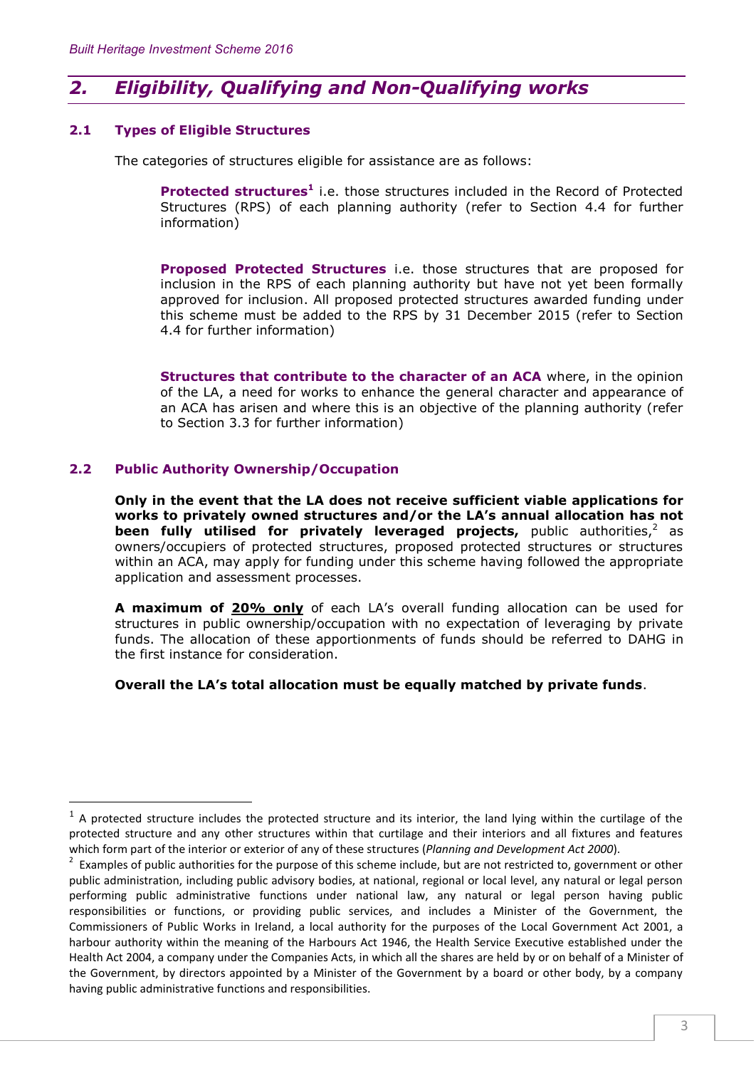## 2. Eligibility, Qualifying and Non-Qualifying works

### 2.1 Types of Eligible Structures

The categories of structures eligible for assistance are as follows:

**Protected structures**[1] i.e. those structures included in the Record of Protected Structures (RPS) of each planning authority (refer to Section 4.4 for further information)

**Proposed Protected Structures** i.e. those structures that are proposed for inclusion in the RPS of each planning authority but have not yet been formally approved for inclusion. All proposed protected structures awarded funding under this scheme must be added to the RPS by 31 December 2015 (refer to Section 4.4 for further information)

**Structures that contribute to the character of an ACA** where, in the opinion of the LA, a need for works to enhance the general character and appearance of an ACA has arisen and where this is an objective of the planning authority (refer to Section 3.3 for further information)

### 2.2 Public Authority Ownership/Occupation

**Only in the event that the LA does not receive sufficient viable applications for works to privately owned structures and/or the LA's annual allocation has not been fully utilised for privately leveraged projects,** public authorities,[2] as owners/occupiers of protected structures, proposed protected structures or structures within an ACA, may apply for funding under this scheme having followed the appropriate application and assessment processes.

**A maximum of <u>20% only</u>** of each LA's overall funding allocation can be used for structures in public ownership/occupation with no expectation of leveraging by private funds. The allocation of these apportionments of funds should be referred to DAHG in the first instance for consideration.

**Overall the LA's total allocation must be equally matched by private funds**.

---

[1] A protected structure includes the protected structure and its interior, the land lying within the curtilage of the protected structure and any other structures within that curtilage and their interiors and all fixtures and features which form part of the interior or exterior of any of these structures (*Planning and Development Act 2000*).

[2] Examples of public authorities for the purpose of this scheme include, but are not restricted to, government or other public administration, including public advisory bodies, at national, regional or local level, any natural or legal person performing public administrative functions under national law, any natural or legal person having public responsibilities or functions, or providing public services, and includes a Minister of the Government, the Commissioners of Public Works in Ireland, a local authority for the purposes of the Local Government Act 2001, a harbour authority within the meaning of the Harbours Act 1946, the Health Service Executive established under the Health Act 2004, a company under the Companies Acts, in which all the shares are held by or on behalf of a Minister of the Government, by directors appointed by a Minister of the Government by a board or other body, by a company having public administrative functions and responsibilities.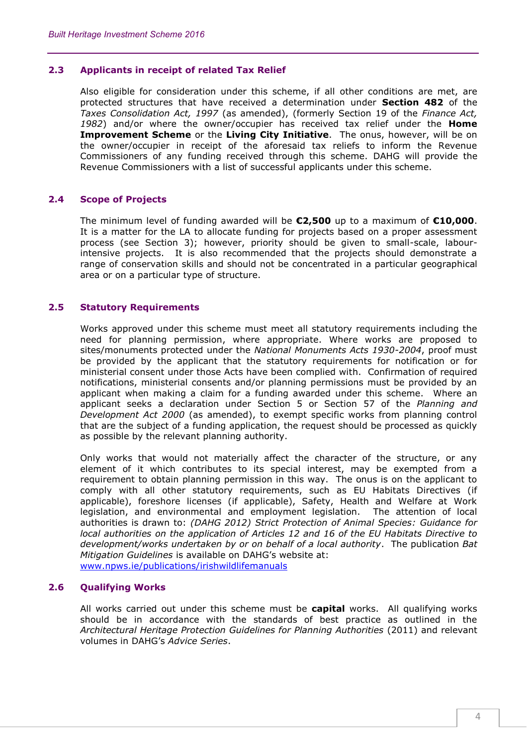### 2.3 Applicants in receipt of related Tax Relief

Also eligible for consideration under this scheme, if all other conditions are met, are protected structures that have received a determination under **Section 482** of the *Taxes Consolidation Act, 1997* (as amended), (formerly Section 19 of the *Finance Act, 1982*) and/or where the owner/occupier has received tax relief under the **Home Improvement Scheme** or the **Living City Initiative**. The onus, however, will be on the owner/occupier in receipt of the aforesaid tax reliefs to inform the Revenue Commissioners of any funding received through this scheme. DAHG will provide the Revenue Commissioners with a list of successful applicants under this scheme.

### 2.4 Scope of Projects

The minimum level of funding awarded will be **€2,500** up to a maximum of **€10,000**. It is a matter for the LA to allocate funding for projects based on a proper assessment process (see Section 3); however, priority should be given to small-scale, labour-intensive projects. It is also recommended that the projects should demonstrate a range of conservation skills and should not be concentrated in a particular geographical area or on a particular type of structure.

### 2.5 Statutory Requirements

Works approved under this scheme must meet all statutory requirements including the need for planning permission, where appropriate. Where works are proposed to sites/monuments protected under the *National Monuments Acts 1930-2004*, proof must be provided by the applicant that the statutory requirements for notification or for ministerial consent under those Acts have been complied with. Confirmation of required notifications, ministerial consents and/or planning permissions must be provided by an applicant when making a claim for a funding awarded under this scheme. Where an applicant seeks a declaration under Section 5 or Section 57 of the *Planning and Development Act 2000* (as amended), to exempt specific works from planning control that are the subject of a funding application, the request should be processed as quickly as possible by the relevant planning authority.

Only works that would not materially affect the character of the structure, or any element of it which contributes to its special interest, may be exempted from a requirement to obtain planning permission in this way. The onus is on the applicant to comply with all other statutory requirements, such as EU Habitats Directives (if applicable), foreshore licenses (if applicable), Safety, Health and Welfare at Work legislation, and environmental and employment legislation. The attention of local authorities is drawn to: *(DAHG 2012) Strict Protection of Animal Species: Guidance for local authorities on the application of Articles 12 and 16 of the EU Habitats Directive to development/works undertaken by or on behalf of a local authority*. The publication *Bat Mitigation Guidelines* is available on DAHG's website at: [www.npws.ie/publications/irishwildlifemanuals](http://www.npws.ie/publications/irishwildlifemanuals)

### 2.6 Qualifying Works

All works carried out under this scheme must be **capital** works. All qualifying works should be in accordance with the standards of best practice as outlined in the *Architectural Heritage Protection Guidelines for Planning Authorities* (2011) and relevant volumes in DAHG's *Advice Series*.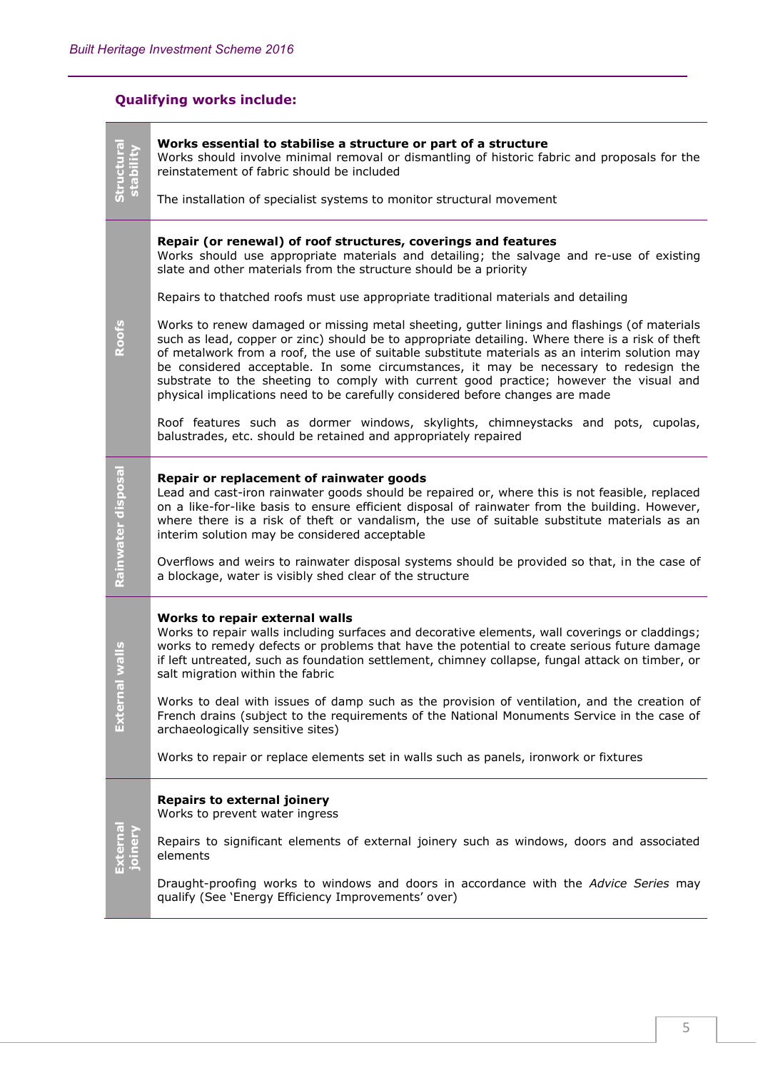## Qualifying works include:

| Category | Works |
| --- | --- |
| **Structural stability** | **Works essential to stabilise a structure or part of a structure**<br>Works should involve minimal removal or dismantling of historic fabric and proposals for the reinstatement of fabric should be included<br><br>The installation of specialist systems to monitor structural movement |
| **Roofs** | **Repair (or renewal) of roof structures, coverings and features**<br>Works should use appropriate materials and detailing; the salvage and re-use of existing slate and other materials from the structure should be a priority<br><br>Repairs to thatched roofs must use appropriate traditional materials and detailing<br><br>Works to renew damaged or missing metal sheeting, gutter linings and flashings (of materials such as lead, copper or zinc) should be to appropriate detailing. Where there is a risk of theft of metalwork from a roof, the use of suitable substitute materials as an interim solution may be considered acceptable. In some circumstances, it may be necessary to redesign the substrate to the sheeting to comply with current good practice; however the visual and physical implications need to be carefully considered before changes are made<br><br>Roof features such as dormer windows, skylights, chimneystacks and pots, cupolas, balustrades, etc. should be retained and appropriately repaired |
| **Rainwater disposal** | **Repair or replacement of rainwater goods**<br>Lead and cast-iron rainwater goods should be repaired or, where this is not feasible, replaced on a like-for-like basis to ensure efficient disposal of rainwater from the building. However, where there is a risk of theft or vandalism, the use of suitable substitute materials as an interim solution may be considered acceptable<br><br>Overflows and weirs to rainwater disposal systems should be provided so that, in the case of a blockage, water is visibly shed clear of the structure |
| **External walls** | **Works to repair external walls**<br>Works to repair walls including surfaces and decorative elements, wall coverings or claddings; works to remedy defects or problems that have the potential to create serious future damage if left untreated, such as foundation settlement, chimney collapse, fungal attack on timber, or salt migration within the fabric<br><br>Works to deal with issues of damp such as the provision of ventilation, and the creation of French drains (subject to the requirements of the National Monuments Service in the case of archaeologically sensitive sites)<br><br>Works to repair or replace elements set in walls such as panels, ironwork or fixtures |
| **External joinery** | **Repairs to external joinery**<br>Works to prevent water ingress<br><br>Repairs to significant elements of external joinery such as windows, doors and associated elements<br><br>Draught-proofing works to windows and doors in accordance with the *Advice Series* may qualify (See 'Energy Efficiency Improvements' over) |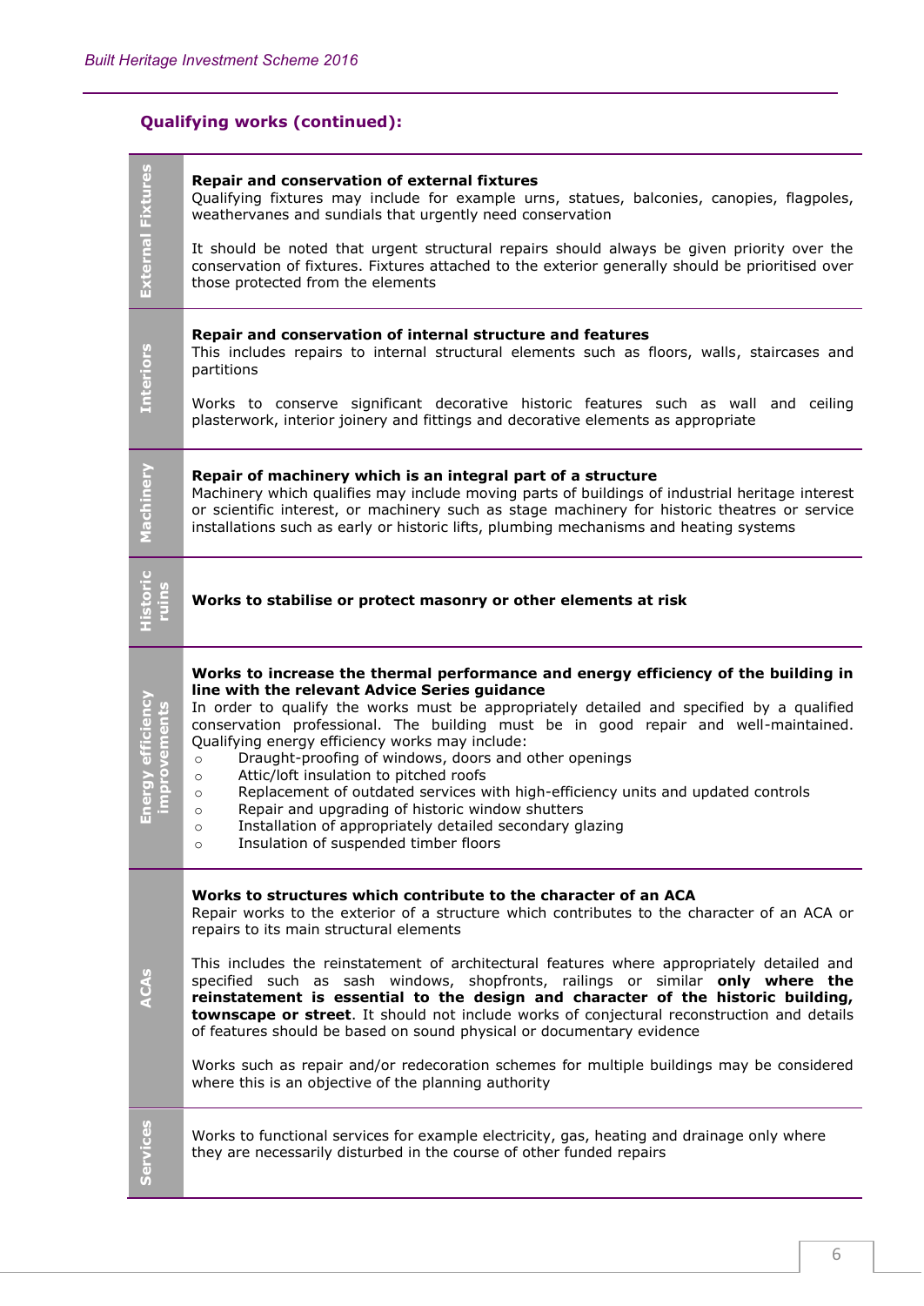### Qualifying works (continued):

| | |
|---|---|
| **External Fixtures** | **Repair and conservation of external fixtures**<br>Qualifying fixtures may include for example urns, statues, balconies, canopies, flagpoles, weathervanes and sundials that urgently need conservation<br><br>It should be noted that urgent structural repairs should always be given priority over the conservation of fixtures. Fixtures attached to the exterior generally should be prioritised over those protected from the elements |
| **Interiors** | **Repair and conservation of internal structure and features**<br>This includes repairs to internal structural elements such as floors, walls, staircases and partitions<br><br>Works to conserve significant decorative historic features such as wall and ceiling plasterwork, interior joinery and fittings and decorative elements as appropriate |
| **Machinery** | **Repair of machinery which is an integral part of a structure**<br>Machinery which qualifies may include moving parts of buildings of industrial heritage interest or scientific interest, or machinery such as stage machinery for historic theatres or service installations such as early or historic lifts, plumbing mechanisms and heating systems |
| **Historic ruins** | **Works to stabilise or protect masonry or other elements at risk** |
| **Energy efficiency improvements** | **Works to increase the thermal performance and energy efficiency of the building in line with the relevant Advice Series guidance**<br>In order to qualify the works must be appropriately detailed and specified by a qualified conservation professional. The building must be in good repair and well-maintained. Qualifying energy efficiency works may include:<br>○ Draught-proofing of windows, doors and other openings<br>○ Attic/loft insulation to pitched roofs<br>○ Replacement of outdated services with high-efficiency units and updated controls<br>○ Repair and upgrading of historic window shutters<br>○ Installation of appropriately detailed secondary glazing<br>○ Insulation of suspended timber floors |
| **ACAs** | **Works to structures which contribute to the character of an ACA**<br>Repair works to the exterior of a structure which contributes to the character of an ACA or repairs to its main structural elements<br><br>This includes the reinstatement of architectural features where appropriately detailed and specified such as sash windows, shopfronts, railings or similar **only where the reinstatement is essential to the design and character of the historic building, townscape or street**. It should not include works of conjectural reconstruction and details of features should be based on sound physical or documentary evidence<br><br>Works such as repair and/or redecoration schemes for multiple buildings may be considered where this is an objective of the planning authority |
| **Services** | Works to functional services for example electricity, gas, heating and drainage only where they are necessarily disturbed in the course of other funded repairs |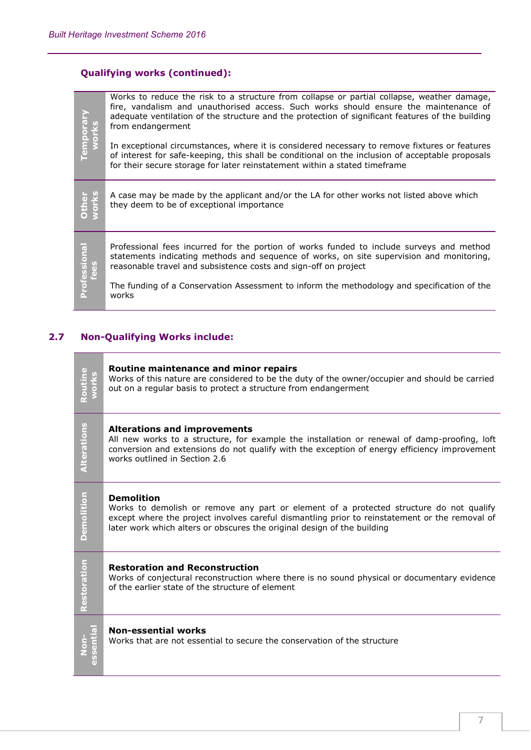### Qualifying works (continued):

| | |
|---|---|
| **Temporary works** | Works to reduce the risk to a structure from collapse or partial collapse, weather damage, fire, vandalism and unauthorised access. Such works should ensure the maintenance of adequate ventilation of the structure and the protection of significant features of the building from endangerment<br><br>In exceptional circumstances, where it is considered necessary to remove fixtures or features of interest for safe-keeping, this shall be conditional on the inclusion of acceptable proposals for their secure storage for later reinstatement within a stated timeframe |
| **Other works** | A case may be made by the applicant and/or the LA for other works not listed above which they deem to be of exceptional importance |
| **Professional fees** | Professional fees incurred for the portion of works funded to include surveys and method statements indicating methods and sequence of works, on site supervision and monitoring, reasonable travel and subsistence costs and sign-off on project<br><br>The funding of a Conservation Assessment to inform the methodology and specification of the works |

## 2.7 Non-Qualifying Works include:

| | |
|---|---|
| **Routine works** | **Routine maintenance and minor repairs**<br>Works of this nature are considered to be the duty of the owner/occupier and should be carried out on a regular basis to protect a structure from endangerment |
| **Alterations** | **Alterations and improvements**<br>All new works to a structure, for example the installation or renewal of damp-proofing, loft conversion and extensions do not qualify with the exception of energy efficiency improvement works outlined in Section 2.6 |
| **Demolition** | **Demolition**<br>Works to demolish or remove any part or element of a protected structure do not qualify except where the project involves careful dismantling prior to reinstatement or the removal of later work which alters or obscures the original design of the building |
| **Restoration** | **Restoration and Reconstruction**<br>Works of conjectural reconstruction where there is no sound physical or documentary evidence of the earlier state of the structure of element |
| **Non-essential** | **Non-essential works**<br>Works that are not essential to secure the conservation of the structure |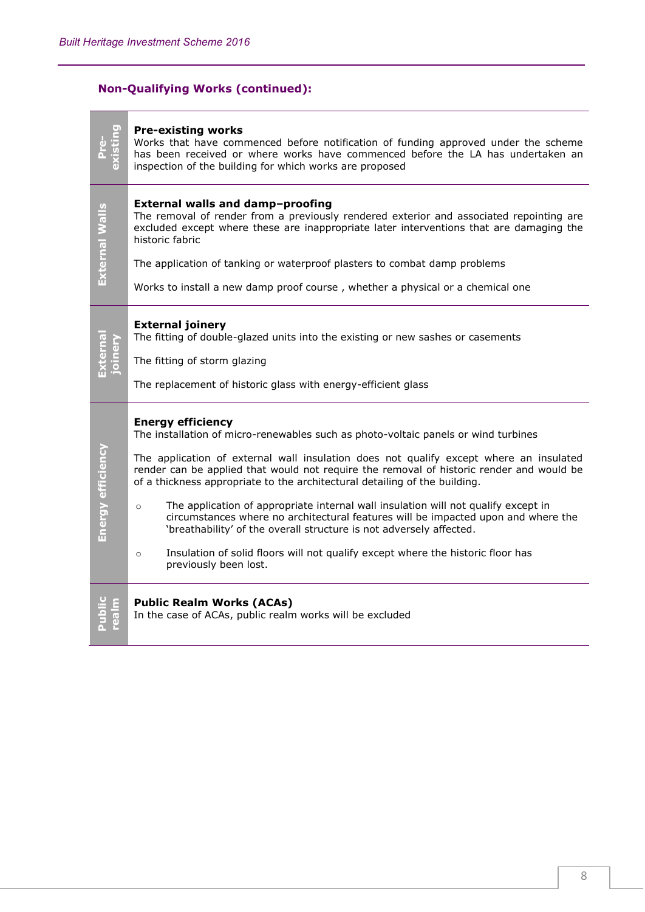### Non-Qualifying Works (continued):

| | |
|---|---|
| **Pre-existing** | **Pre-existing works**<br>Works that have commenced before notification of funding approved under the scheme has been received or where works have commenced before the LA has undertaken an inspection of the building for which works are proposed |
| **External Walls** | **External walls and damp–proofing**<br>The removal of render from a previously rendered exterior and associated repointing are excluded except where these are inappropriate later interventions that are damaging the historic fabric<br><br>The application of tanking or waterproof plasters to combat damp problems<br><br>Works to install a new damp proof course , whether a physical or a chemical one |
| **External joinery** | **External joinery**<br>The fitting of double-glazed units into the existing or new sashes or casements<br><br>The fitting of storm glazing<br><br>The replacement of historic glass with energy-efficient glass |
| **Energy efficiency** | **Energy efficiency**<br>The installation of micro-renewables such as photo-voltaic panels or wind turbines<br><br>The application of external wall insulation does not qualify except where an insulated render can be applied that would not require the removal of historic render and would be of a thickness appropriate to the architectural detailing of the building.<br><br>○ The application of appropriate internal wall insulation will not qualify except in circumstances where no architectural features will be impacted upon and where the 'breathability' of the overall structure is not adversely affected.<br><br>○ Insulation of solid floors will not qualify except where the historic floor has previously been lost. |
| **Public realm** | **Public Realm Works (ACAs)**<br>In the case of ACAs, public realm works will be excluded |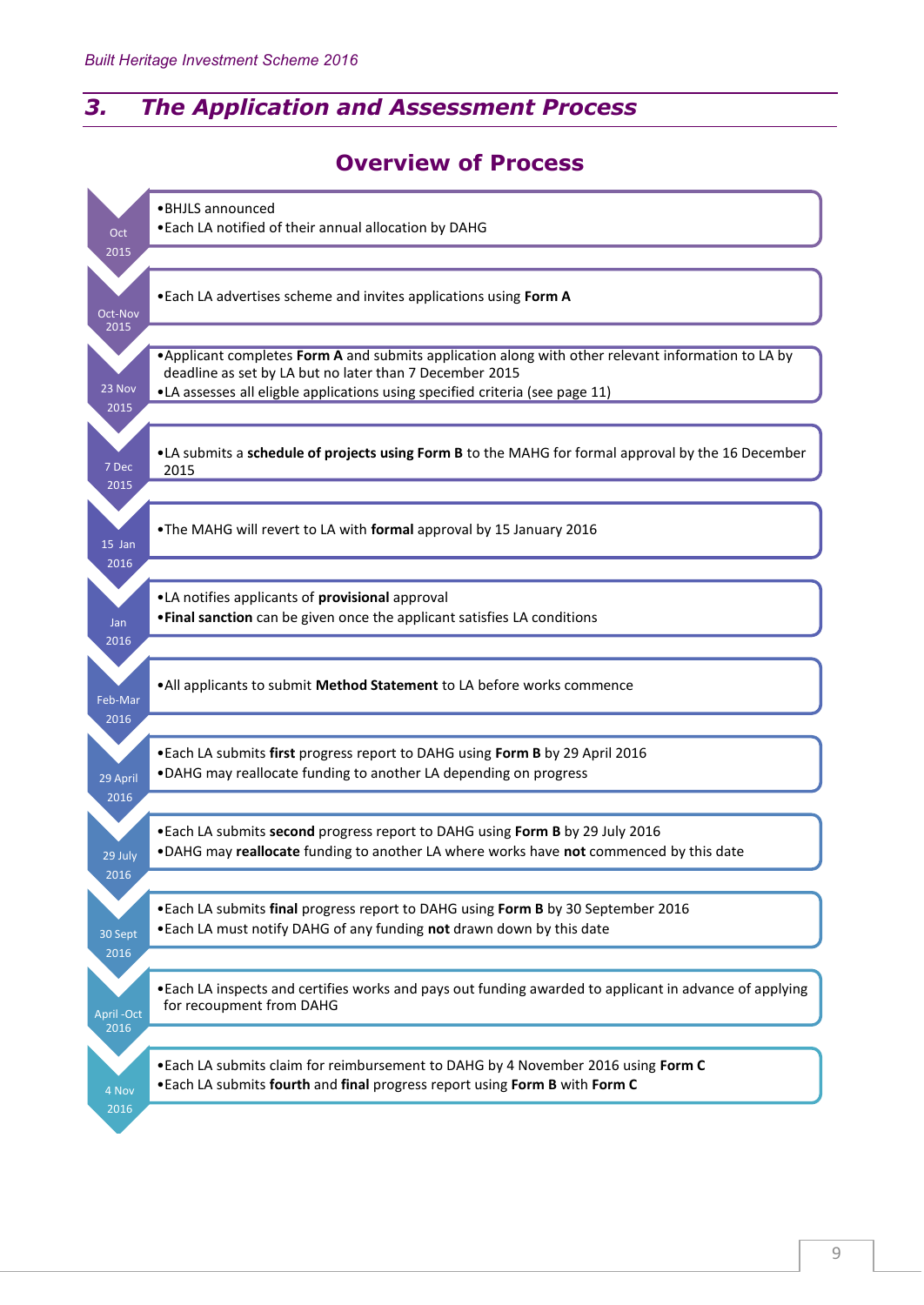## 3. The Application and Assessment Process

### Overview of Process

**Oct 2015**

- BHJLS announced
- Each LA notified of their annual allocation by DAHG

**Oct-Nov 2015**

- Each LA advertises scheme and invites applications using **Form A**

**23 Nov 2015**

- Applicant completes **Form A** and submits application along with other relevant information to LA by deadline as set by LA but no later than 7 December 2015
- LA assesses all eligble applications using specified criteria (see page 11)

**7 Dec 2015**

- LA submits a **schedule of projects using Form B** to the MAHG for formal approval by the 16 December 2015

**15 Jan 2016**

- The MAHG will revert to LA with **formal** approval by 15 January 2016

**Jan 2016**

- LA notifies applicants of **provisional** approval
- **Final sanction** can be given once the applicant satisfies LA conditions

**Feb-Mar 2016**

- All applicants to submit **Method Statement** to LA before works commence

**29 April 2016**

- Each LA submits **first** progress report to DAHG using **Form B** by 29 April 2016
- DAHG may reallocate funding to another LA depending on progress

**29 July 2016**

- Each LA submits **second** progress report to DAHG using **Form B** by 29 July 2016
- DAHG may **reallocate** funding to another LA where works have **not** commenced by this date

**30 Sept 2016**

- Each LA submits **final** progress report to DAHG using **Form B** by 30 September 2016
- Each LA must notify DAHG of any funding **not** drawn down by this date

**April -Oct 2016**

- Each LA inspects and certifies works and pays out funding awarded to applicant in advance of applying for recoupment from DAHG

**4 Nov 2016**

- Each LA submits claim for reimbursement to DAHG by 4 November 2016 using **Form C**
- Each LA submits **fourth** and **final** progress report using **Form B** with **Form C**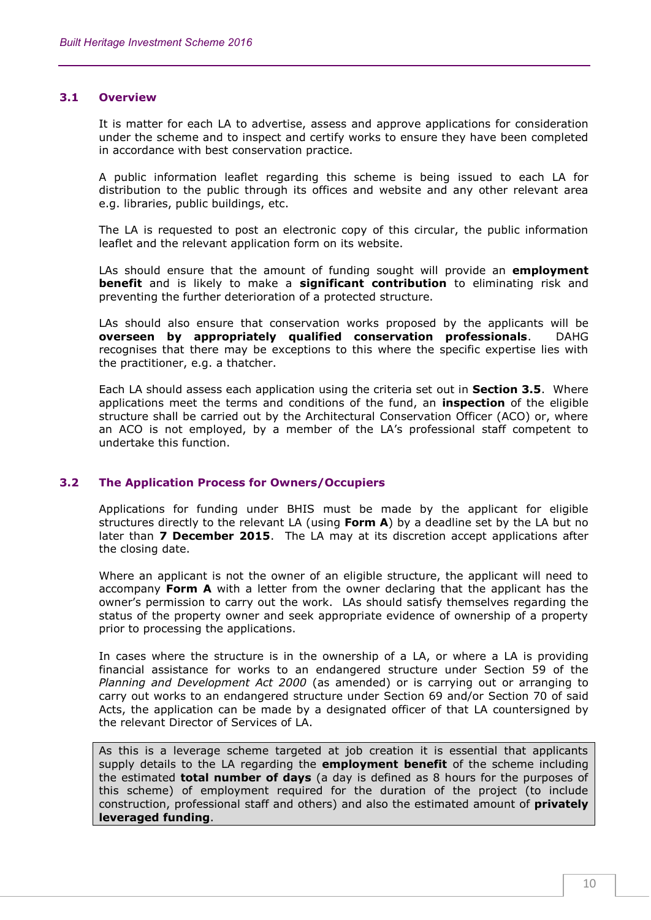### 3.1 Overview

It is matter for each LA to advertise, assess and approve applications for consideration under the scheme and to inspect and certify works to ensure they have been completed in accordance with best conservation practice.

A public information leaflet regarding this scheme is being issued to each LA for distribution to the public through its offices and website and any other relevant area e.g. libraries, public buildings, etc.

The LA is requested to post an electronic copy of this circular, the public information leaflet and the relevant application form on its website.

LAs should ensure that the amount of funding sought will provide an **employment benefit** and is likely to make a **significant contribution** to eliminating risk and preventing the further deterioration of a protected structure.

LAs should also ensure that conservation works proposed by the applicants will be **overseen by appropriately qualified conservation professionals**. DAHG recognises that there may be exceptions to this where the specific expertise lies with the practitioner, e.g. a thatcher.

Each LA should assess each application using the criteria set out in **Section 3.5**. Where applications meet the terms and conditions of the fund, an **inspection** of the eligible structure shall be carried out by the Architectural Conservation Officer (ACO) or, where an ACO is not employed, by a member of the LA's professional staff competent to undertake this function.

### 3.2 The Application Process for Owners/Occupiers

Applications for funding under BHIS must be made by the applicant for eligible structures directly to the relevant LA (using **Form A**) by a deadline set by the LA but no later than **7 December 2015**. The LA may at its discretion accept applications after the closing date.

Where an applicant is not the owner of an eligible structure, the applicant will need to accompany **Form A** with a letter from the owner declaring that the applicant has the owner's permission to carry out the work. LAs should satisfy themselves regarding the status of the property owner and seek appropriate evidence of ownership of a property prior to processing the applications.

In cases where the structure is in the ownership of a LA, or where a LA is providing financial assistance for works to an endangered structure under Section 59 of the *Planning and Development Act 2000* (as amended) or is carrying out or arranging to carry out works to an endangered structure under Section 69 and/or Section 70 of said Acts, the application can be made by a designated officer of that LA countersigned by the relevant Director of Services of LA.

As this is a leverage scheme targeted at job creation it is essential that applicants supply details to the LA regarding the **employment benefit** of the scheme including the estimated **total number of days** (a day is defined as 8 hours for the purposes of this scheme) of employment required for the duration of the project (to include construction, professional staff and others) and also the estimated amount of **privately leveraged funding**.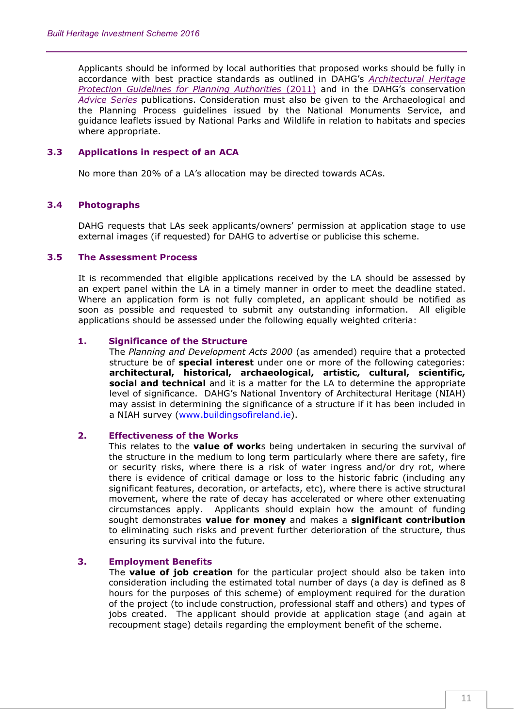Applicants should be informed by local authorities that proposed works should be fully in accordance with best practice standards as outlined in DAHG's *Architectural Heritage Protection Guidelines for Planning Authorities* (2011) and in the DAHG's conservation *Advice Series* publications. Consideration must also be given to the Archaeological and the Planning Process guidelines issued by the National Monuments Service, and guidance leaflets issued by National Parks and Wildlife in relation to habitats and species where appropriate.

## 3.3 Applications in respect of an ACA

No more than 20% of a LA's allocation may be directed towards ACAs.

## 3.4 Photographs

DAHG requests that LAs seek applicants/owners' permission at application stage to use external images (if requested) for DAHG to advertise or publicise this scheme.

## 3.5 The Assessment Process

It is recommended that eligible applications received by the LA should be assessed by an expert panel within the LA in a timely manner in order to meet the deadline stated. Where an application form is not fully completed, an applicant should be notified as soon as possible and requested to submit any outstanding information. All eligible applications should be assessed under the following equally weighted criteria:

### 1. Significance of the Structure

The *Planning and Development Acts 2000* (as amended) require that a protected structure be of **special interest** under one or more of the following categories: **architectural, historical, archaeological, artistic, cultural, scientific, social and technical** and it is a matter for the LA to determine the appropriate level of significance. DAHG's National Inventory of Architectural Heritage (NIAH) may assist in determining the significance of a structure if it has been included in a NIAH survey (www.buildingsofireland.ie).

### 2. Effectiveness of the Works

This relates to the **value of work**s being undertaken in securing the survival of the structure in the medium to long term particularly where there are safety, fire or security risks, where there is a risk of water ingress and/or dry rot, where there is evidence of critical damage or loss to the historic fabric (including any significant features, decoration, or artefacts, etc), where there is active structural movement, where the rate of decay has accelerated or where other extenuating circumstances apply. Applicants should explain how the amount of funding sought demonstrates **value for money** and makes a **significant contribution** to eliminating such risks and prevent further deterioration of the structure, thus ensuring its survival into the future.

### 3. Employment Benefits

The **value of job creation** for the particular project should also be taken into consideration including the estimated total number of days (a day is defined as 8 hours for the purposes of this scheme) of employment required for the duration of the project (to include construction, professional staff and others) and types of jobs created. The applicant should provide at application stage (and again at recoupment stage) details regarding the employment benefit of the scheme.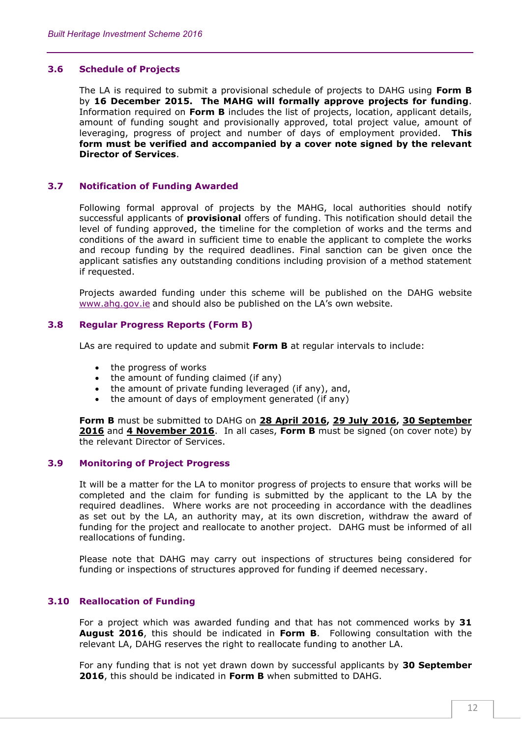## 3.6 Schedule of Projects

The LA is required to submit a provisional schedule of projects to DAHG using **Form B** by **16 December 2015. The MAHG will formally approve projects for funding**. Information required on **Form B** includes the list of projects, location, applicant details, amount of funding sought and provisionally approved, total project value, amount of leveraging, progress of project and number of days of employment provided. **This form must be verified and accompanied by a cover note signed by the relevant Director of Services**.

## 3.7 Notification of Funding Awarded

Following formal approval of projects by the MAHG, local authorities should notify successful applicants of **provisional** offers of funding. This notification should detail the level of funding approved, the timeline for the completion of works and the terms and conditions of the award in sufficient time to enable the applicant to complete the works and recoup funding by the required deadlines. Final sanction can be given once the applicant satisfies any outstanding conditions including provision of a method statement if requested.

Projects awarded funding under this scheme will be published on the DAHG website www.ahg.gov.ie and should also be published on the LA's own website.

## 3.8 Regular Progress Reports (Form B)

LAs are required to update and submit **Form B** at regular intervals to include:

- the progress of works
- the amount of funding claimed (if any)
- the amount of private funding leveraged (if any), and,
- the amount of days of employment generated (if any)

**Form B** must be submitted to DAHG on **28 April 2016**, **29 July 2016**, **30 September 2016** and **4 November 2016**. In all cases, **Form B** must be signed (on cover note) by the relevant Director of Services.

## 3.9 Monitoring of Project Progress

It will be a matter for the LA to monitor progress of projects to ensure that works will be completed and the claim for funding is submitted by the applicant to the LA by the required deadlines. Where works are not proceeding in accordance with the deadlines as set out by the LA, an authority may, at its own discretion, withdraw the award of funding for the project and reallocate to another project. DAHG must be informed of all reallocations of funding.

Please note that DAHG may carry out inspections of structures being considered for funding or inspections of structures approved for funding if deemed necessary.

## 3.10 Reallocation of Funding

For a project which was awarded funding and that has not commenced works by **31 August 2016**, this should be indicated in **Form B**. Following consultation with the relevant LA, DAHG reserves the right to reallocate funding to another LA.

For any funding that is not yet drawn down by successful applicants by **30 September 2016**, this should be indicated in **Form B** when submitted to DAHG.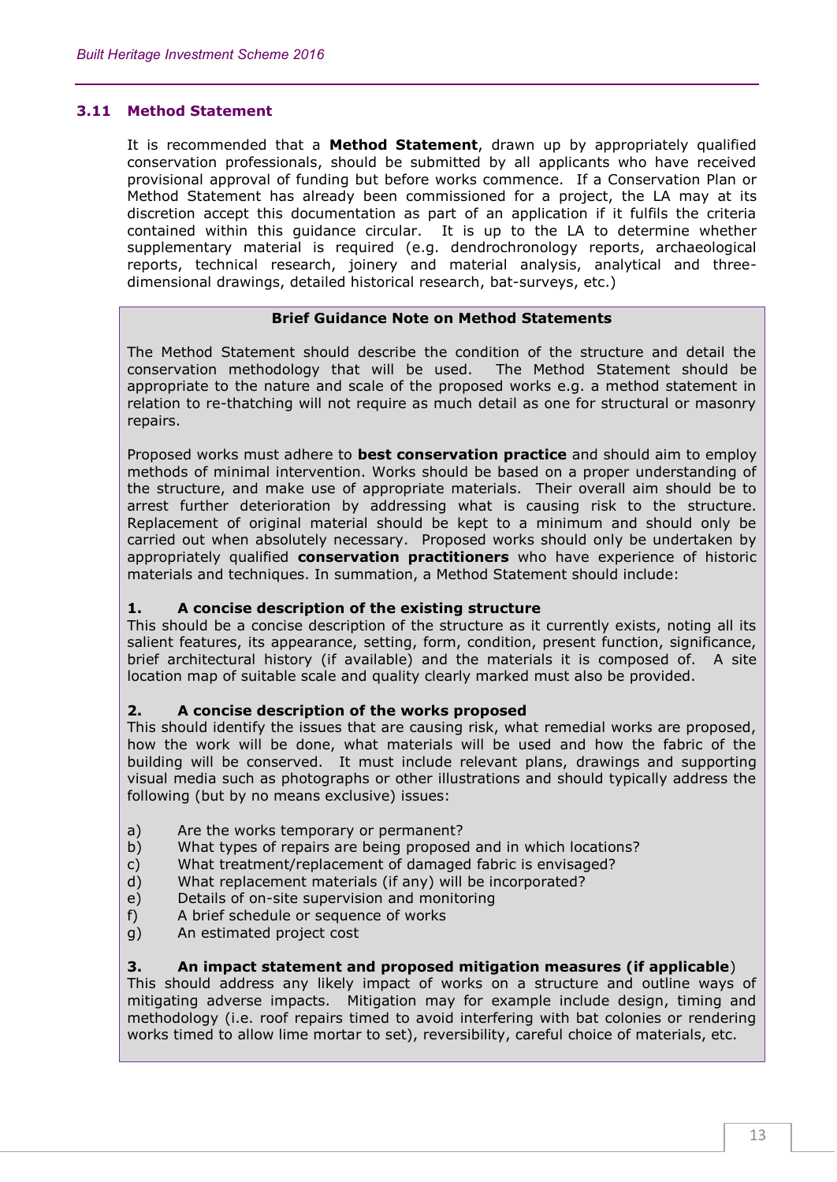## 3.11 Method Statement

It is recommended that a **Method Statement**, drawn up by appropriately qualified conservation professionals, should be submitted by all applicants who have received provisional approval of funding but before works commence. If a Conservation Plan or Method Statement has already been commissioned for a project, the LA may at its discretion accept this documentation as part of an application if it fulfils the criteria contained within this guidance circular. It is up to the LA to determine whether supplementary material is required (e.g. dendrochronology reports, archaeological reports, technical research, joinery and material analysis, analytical and three-dimensional drawings, detailed historical research, bat-surveys, etc.)

**Brief Guidance Note on Method Statements**

The Method Statement should describe the condition of the structure and detail the conservation methodology that will be used. The Method Statement should be appropriate to the nature and scale of the proposed works e.g. a method statement in relation to re-thatching will not require as much detail as one for structural or masonry repairs.

Proposed works must adhere to **best conservation practice** and should aim to employ methods of minimal intervention. Works should be based on a proper understanding of the structure, and make use of appropriate materials. Their overall aim should be to arrest further deterioration by addressing what is causing risk to the structure. Replacement of original material should be kept to a minimum and should only be carried out when absolutely necessary. Proposed works should only be undertaken by appropriately qualified **conservation practitioners** who have experience of historic materials and techniques. In summation, a Method Statement should include:

**1. A concise description of the existing structure**

This should be a concise description of the structure as it currently exists, noting all its salient features, its appearance, setting, form, condition, present function, significance, brief architectural history (if available) and the materials it is composed of. A site location map of suitable scale and quality clearly marked must also be provided.

**2. A concise description of the works proposed**

This should identify the issues that are causing risk, what remedial works are proposed, how the work will be done, what materials will be used and how the fabric of the building will be conserved. It must include relevant plans, drawings and supporting visual media such as photographs or other illustrations and should typically address the following (but by no means exclusive) issues:

a) Are the works temporary or permanent?
b) What types of repairs are being proposed and in which locations?
c) What treatment/replacement of damaged fabric is envisaged?
d) What replacement materials (if any) will be incorporated?
e) Details of on-site supervision and monitoring
f) A brief schedule or sequence of works
g) An estimated project cost

**3. An impact statement and proposed mitigation measures (if applicable**)

This should address any likely impact of works on a structure and outline ways of mitigating adverse impacts. Mitigation may for example include design, timing and methodology (i.e. roof repairs timed to avoid interfering with bat colonies or rendering works timed to allow lime mortar to set), reversibility, careful choice of materials, etc.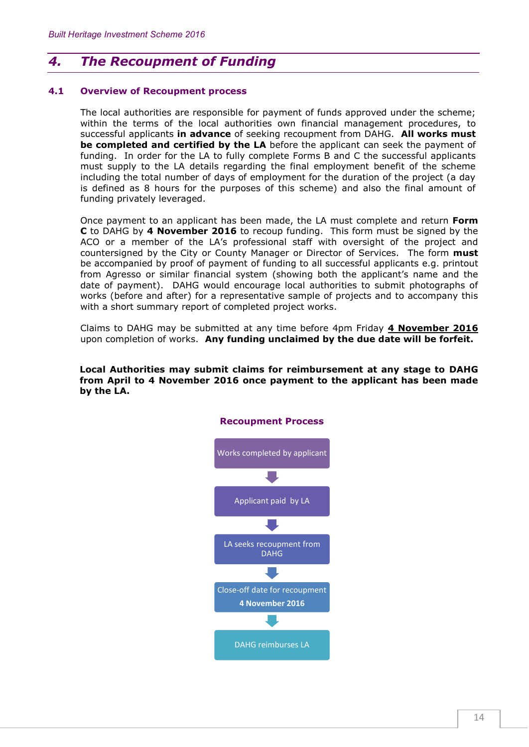# 4. The Recoupment of Funding

## 4.1 Overview of Recoupment process

The local authorities are responsible for payment of funds approved under the scheme; within the terms of the local authorities own financial management procedures, to successful applicants **in advance** of seeking recoupment from DAHG. **All works must be completed and certified by the LA** before the applicant can seek the payment of funding. In order for the LA to fully complete Forms B and C the successful applicants must supply to the LA details regarding the final employment benefit of the scheme including the total number of days of employment for the duration of the project (a day is defined as 8 hours for the purposes of this scheme) and also the final amount of funding privately leveraged.

Once payment to an applicant has been made, the LA must complete and return **Form C** to DAHG by **4 November 2016** to recoup funding. This form must be signed by the ACO or a member of the LA's professional staff with oversight of the project and countersigned by the City or County Manager or Director of Services. The form **must** be accompanied by proof of payment of funding to all successful applicants e.g. printout from Agresso or similar financial system (showing both the applicant's name and the date of payment). DAHG would encourage local authorities to submit photographs of works (before and after) for a representative sample of projects and to accompany this with a short summary report of completed project works.

Claims to DAHG may be submitted at any time before 4pm Friday **4 November 2016** upon completion of works. **Any funding unclaimed by the due date will be forfeit.**

**Local Authorities may submit claims for reimbursement at any stage to DAHG from April to 4 November 2016 once payment to the applicant has been made by the LA.**

**Recoupment Process**

Works completed by applicant
↓
Applicant paid by LA
↓
LA seeks recoupment from DAHG
↓
Close-off date for recoupment **4 November 2016**
↓
DAHG reimburses LA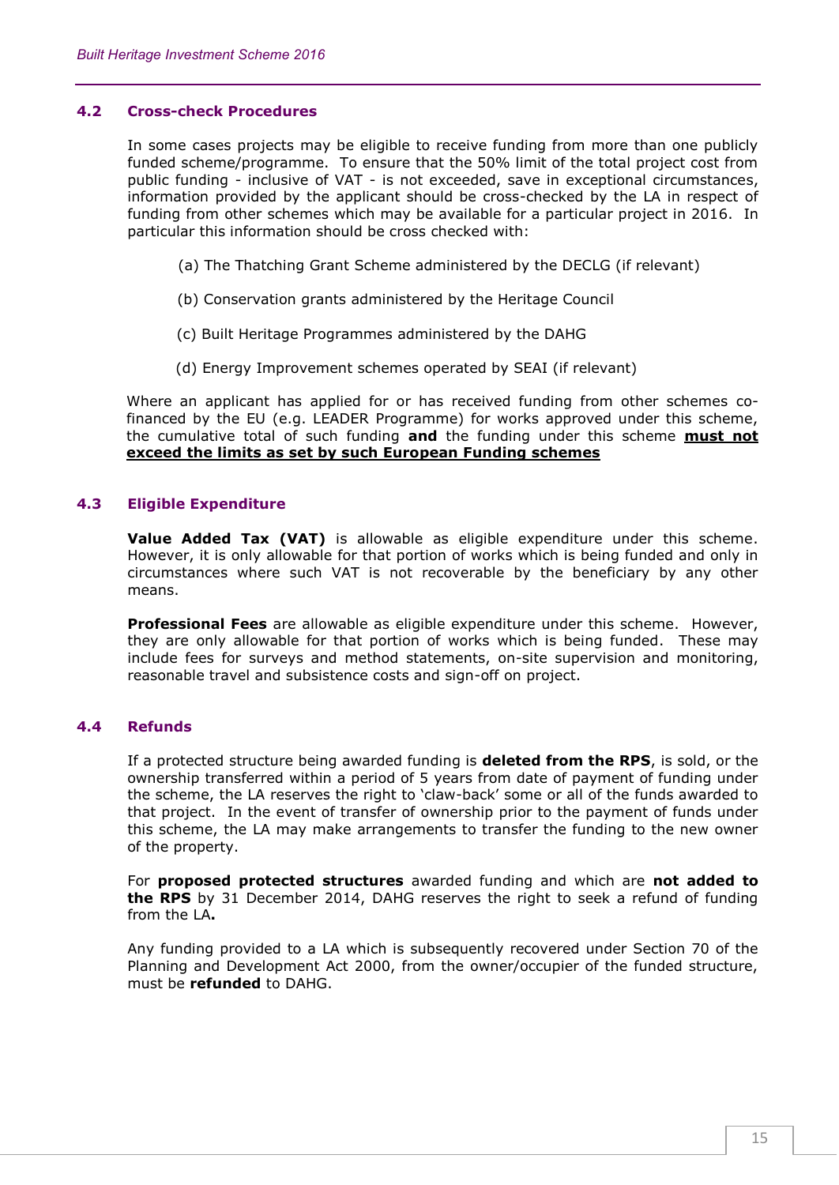## 4.2 Cross-check Procedures

In some cases projects may be eligible to receive funding from more than one publicly funded scheme/programme. To ensure that the 50% limit of the total project cost from public funding - inclusive of VAT - is not exceeded, save in exceptional circumstances, information provided by the applicant should be cross-checked by the LA in respect of funding from other schemes which may be available for a particular project in 2016. In particular this information should be cross checked with:

(a) The Thatching Grant Scheme administered by the DECLG (if relevant)

(b) Conservation grants administered by the Heritage Council

(c) Built Heritage Programmes administered by the DAHG

(d) Energy Improvement schemes operated by SEAI (if relevant)

Where an applicant has applied for or has received funding from other schemes co-financed by the EU (e.g. LEADER Programme) for works approved under this scheme, the cumulative total of such funding **and** the funding under this scheme **must not exceed the limits as set by such European Funding schemes**

## 4.3 Eligible Expenditure

**Value Added Tax (VAT)** is allowable as eligible expenditure under this scheme. However, it is only allowable for that portion of works which is being funded and only in circumstances where such VAT is not recoverable by the beneficiary by any other means.

**Professional Fees** are allowable as eligible expenditure under this scheme. However, they are only allowable for that portion of works which is being funded. These may include fees for surveys and method statements, on-site supervision and monitoring, reasonable travel and subsistence costs and sign-off on project.

## 4.4 Refunds

If a protected structure being awarded funding is **deleted from the RPS**, is sold, or the ownership transferred within a period of 5 years from date of payment of funding under the scheme, the LA reserves the right to 'claw-back' some or all of the funds awarded to that project. In the event of transfer of ownership prior to the payment of funds under this scheme, the LA may make arrangements to transfer the funding to the new owner of the property.

For **proposed protected structures** awarded funding and which are **not added to the RPS** by 31 December 2014, DAHG reserves the right to seek a refund of funding from the LA**.**

Any funding provided to a LA which is subsequently recovered under Section 70 of the Planning and Development Act 2000, from the owner/occupier of the funded structure, must be **refunded** to DAHG.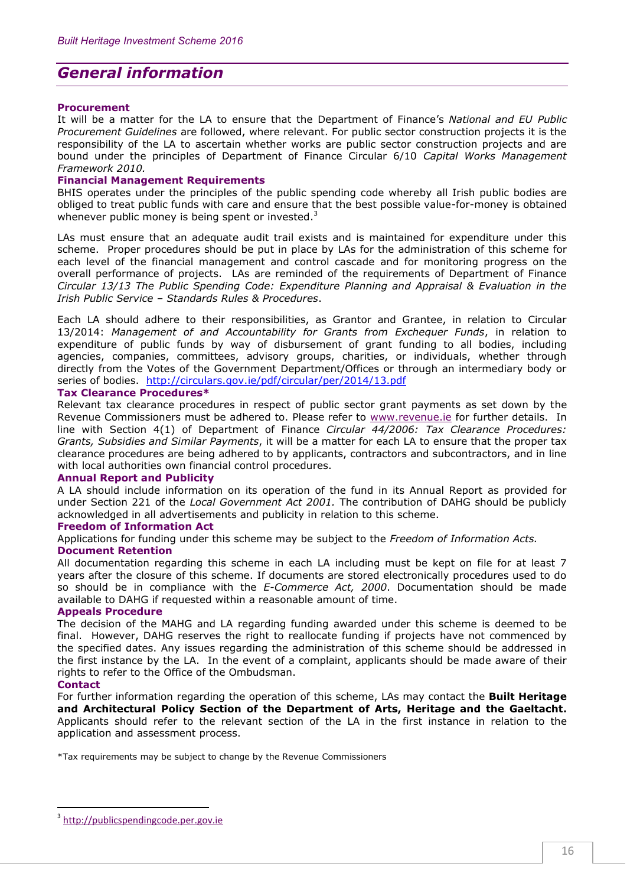## General information

**Procurement**

It will be a matter for the LA to ensure that the Department of Finance's *National and EU Public Procurement Guidelines* are followed, where relevant. For public sector construction projects it is the responsibility of the LA to ascertain whether works are public sector construction projects and are bound under the principles of Department of Finance Circular 6/10 *Capital Works Management Framework 2010.*

**Financial Management Requirements**

BHIS operates under the principles of the public spending code whereby all Irish public bodies are obliged to treat public funds with care and ensure that the best possible value-for-money is obtained whenever public money is being spent or invested.[3]

LAs must ensure that an adequate audit trail exists and is maintained for expenditure under this scheme. Proper procedures should be put in place by LAs for the administration of this scheme for each level of the financial management and control cascade and for monitoring progress on the overall performance of projects. LAs are reminded of the requirements of Department of Finance *Circular 13/13 The Public Spending Code: Expenditure Planning and Appraisal & Evaluation in the Irish Public Service – Standards Rules & Procedures*.

Each LA should adhere to their responsibilities, as Grantor and Grantee, in relation to Circular 13/2014: *Management of and Accountability for Grants from Exchequer Funds*, in relation to expenditure of public funds by way of disbursement of grant funding to all bodies, including agencies, companies, committees, advisory groups, charities, or individuals, whether through directly from the Votes of the Government Department/Offices or through an intermediary body or series of bodies. http://circulars.gov.ie/pdf/circular/per/2014/13.pdf

**Tax Clearance Procedures***

Relevant tax clearance procedures in respect of public sector grant payments as set down by the Revenue Commissioners must be adhered to. Please refer to www.revenue.ie for further details. In line with Section 4(1) of Department of Finance *Circular 44/2006: Tax Clearance Procedures: Grants, Subsidies and Similar Payments*, it will be a matter for each LA to ensure that the proper tax clearance procedures are being adhered to by applicants, contractors and subcontractors, and in line with local authorities own financial control procedures.

**Annual Report and Publicity**

A LA should include information on its operation of the fund in its Annual Report as provided for under Section 221 of the *Local Government Act 2001.* The contribution of DAHG should be publicly acknowledged in all advertisements and publicity in relation to this scheme.

**Freedom of Information Act**

Applications for funding under this scheme may be subject to the *Freedom of Information Acts.*

**Document Retention**

All documentation regarding this scheme in each LA including must be kept on file for at least 7 years after the closure of this scheme. If documents are stored electronically procedures used to do so should be in compliance with the *E-Commerce Act, 2000*. Documentation should be made available to DAHG if requested within a reasonable amount of time.

**Appeals Procedure**

The decision of the MAHG and LA regarding funding awarded under this scheme is deemed to be final. However, DAHG reserves the right to reallocate funding if projects have not commenced by the specified dates. Any issues regarding the administration of this scheme should be addressed in the first instance by the LA. In the event of a complaint, applicants should be made aware of their rights to refer to the Office of the Ombudsman.

**Contact**

For further information regarding the operation of this scheme, LAs may contact the **Built Heritage and Architectural Policy Section of the Department of Arts, Heritage and the Gaeltacht.** Applicants should refer to the relevant section of the LA in the first instance in relation to the application and assessment process.

*Tax requirements may be subject to change by the Revenue Commissioners

---

[3] http://publicspendingcode.per.gov.ie